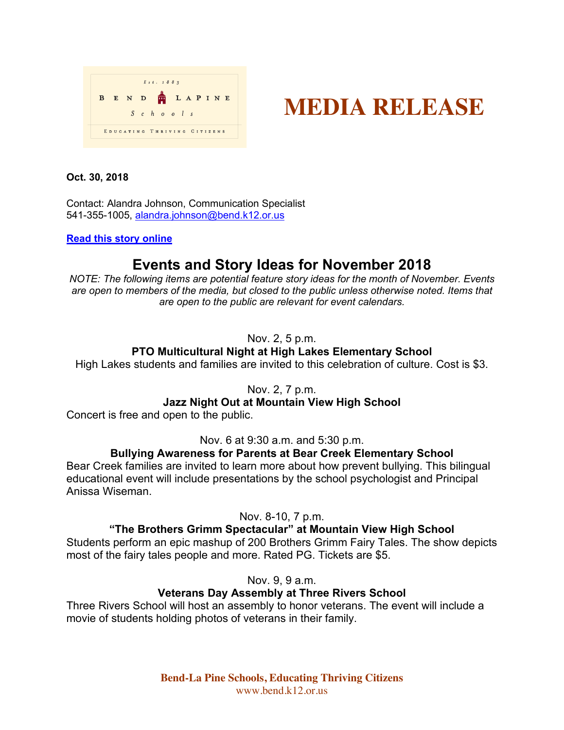Est. 1883

BEND LAPINE Schools

EDUCATING THRIVING CITIZENS

# MEDIA RELEASE

**Oct. 30, 2018**

Contact: Alandra Johnson, Communication Specialist
541-355-1005, alandra.johnson@bend.k12.or.us

**Read this story online**

## Events and Story Ideas for November 2018

*NOTE: The following items are potential feature story ideas for the month of November. Events are open to members of the media, but closed to the public unless otherwise noted. Items that are open to the public are relevant for event calendars.*

Nov. 2, 5 p.m.

**PTO Multicultural Night at High Lakes Elementary School**

High Lakes students and families are invited to this celebration of culture. Cost is $3.

Nov. 2, 7 p.m.

**Jazz Night Out at Mountain View High School**

Concert is free and open to the public.

Nov. 6 at 9:30 a.m. and 5:30 p.m.

**Bullying Awareness for Parents at Bear Creek Elementary School**

Bear Creek families are invited to learn more about how prevent bullying. This bilingual educational event will include presentations by the school psychologist and Principal Anissa Wiseman.

Nov. 8-10, 7 p.m.

**"The Brothers Grimm Spectacular" at Mountain View High School**

Students perform an epic mashup of 200 Brothers Grimm Fairy Tales. The show depicts most of the fairy tales people and more. Rated PG. Tickets are $5.

Nov. 9, 9 a.m.

**Veterans Day Assembly at Three Rivers School**

Three Rivers School will host an assembly to honor veterans. The event will include a movie of students holding photos of veterans in their family.

**Bend-La Pine Schools, Educating Thriving Citizens**
www.bend.k12.or.us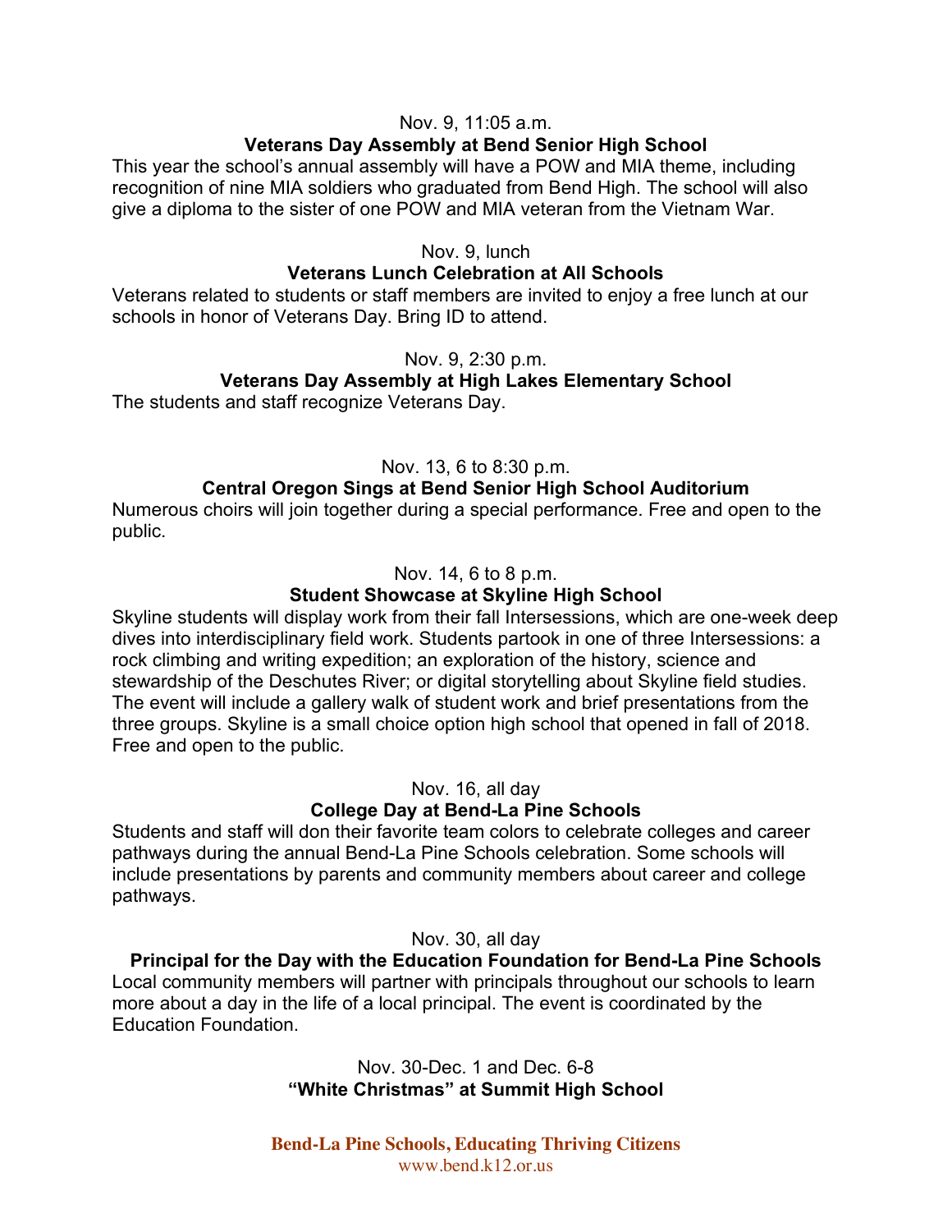Nov. 9, 11:05 a.m.

**Veterans Day Assembly at Bend Senior High School**

This year the school's annual assembly will have a POW and MIA theme, including recognition of nine MIA soldiers who graduated from Bend High. The school will also give a diploma to the sister of one POW and MIA veteran from the Vietnam War.

Nov. 9, lunch

**Veterans Lunch Celebration at All Schools**

Veterans related to students or staff members are invited to enjoy a free lunch at our schools in honor of Veterans Day. Bring ID to attend.

Nov. 9, 2:30 p.m.

**Veterans Day Assembly at High Lakes Elementary School**

The students and staff recognize Veterans Day.

Nov. 13, 6 to 8:30 p.m.

**Central Oregon Sings at Bend Senior High School Auditorium**

Numerous choirs will join together during a special performance. Free and open to the public.

Nov. 14, 6 to 8 p.m.

**Student Showcase at Skyline High School**

Skyline students will display work from their fall Intersessions, which are one-week deep dives into interdisciplinary field work. Students partook in one of three Intersessions: a rock climbing and writing expedition; an exploration of the history, science and stewardship of the Deschutes River; or digital storytelling about Skyline field studies. The event will include a gallery walk of student work and brief presentations from the three groups. Skyline is a small choice option high school that opened in fall of 2018. Free and open to the public.

Nov. 16, all day

**College Day at Bend-La Pine Schools**

Students and staff will don their favorite team colors to celebrate colleges and career pathways during the annual Bend-La Pine Schools celebration. Some schools will include presentations by parents and community members about career and college pathways.

Nov. 30, all day

**Principal for the Day with the Education Foundation for Bend-La Pine Schools**

Local community members will partner with principals throughout our schools to learn more about a day in the life of a local principal. The event is coordinated by the Education Foundation.

Nov. 30-Dec. 1 and Dec. 6-8

**"White Christmas" at Summit High School**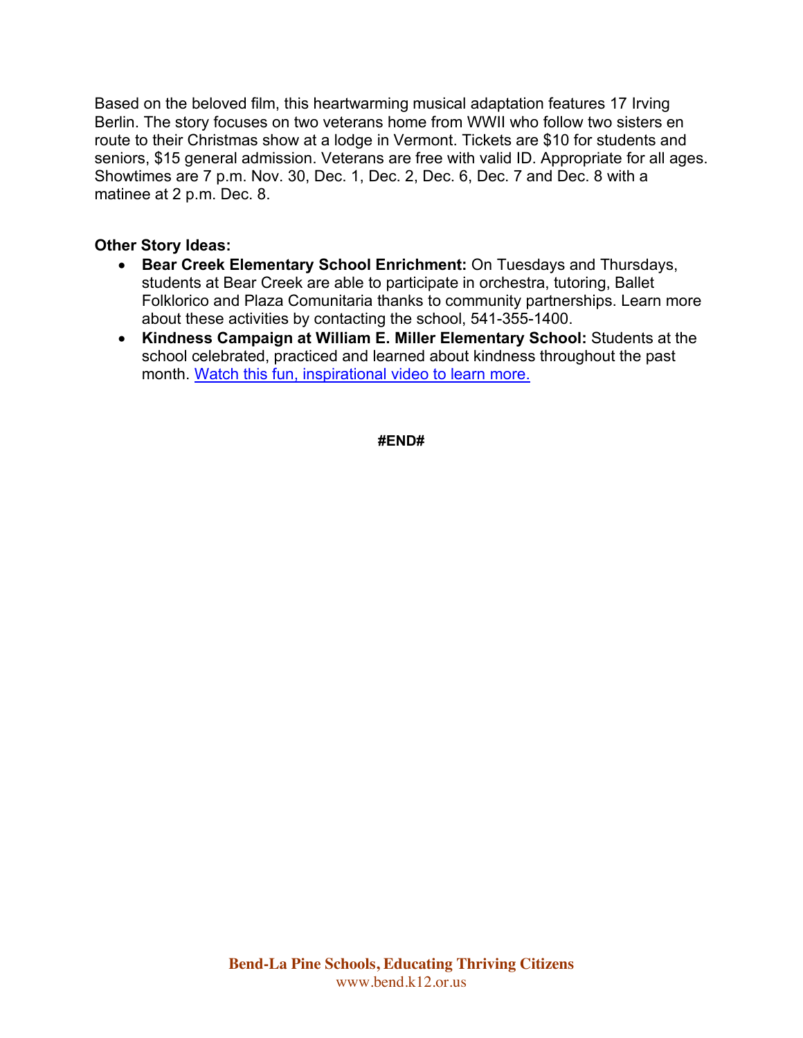Based on the beloved film, this heartwarming musical adaptation features 17 Irving Berlin. The story focuses on two veterans home from WWII who follow two sisters en route to their Christmas show at a lodge in Vermont. Tickets are $10 for students and seniors, $15 general admission. Veterans are free with valid ID. Appropriate for all ages. Showtimes are 7 p.m. Nov. 30, Dec. 1, Dec. 2, Dec. 6, Dec. 7 and Dec. 8 with a matinee at 2 p.m. Dec. 8.

**Other Story Ideas:**

- **Bear Creek Elementary School Enrichment:** On Tuesdays and Thursdays, students at Bear Creek are able to participate in orchestra, tutoring, Ballet Folklorico and Plaza Comunitaria thanks to community partnerships. Learn more about these activities by contacting the school, 541-355-1400.
- **Kindness Campaign at William E. Miller Elementary School:** Students at the school celebrated, practiced and learned about kindness throughout the past month. Watch this fun, inspirational video to learn more.

**#END#**